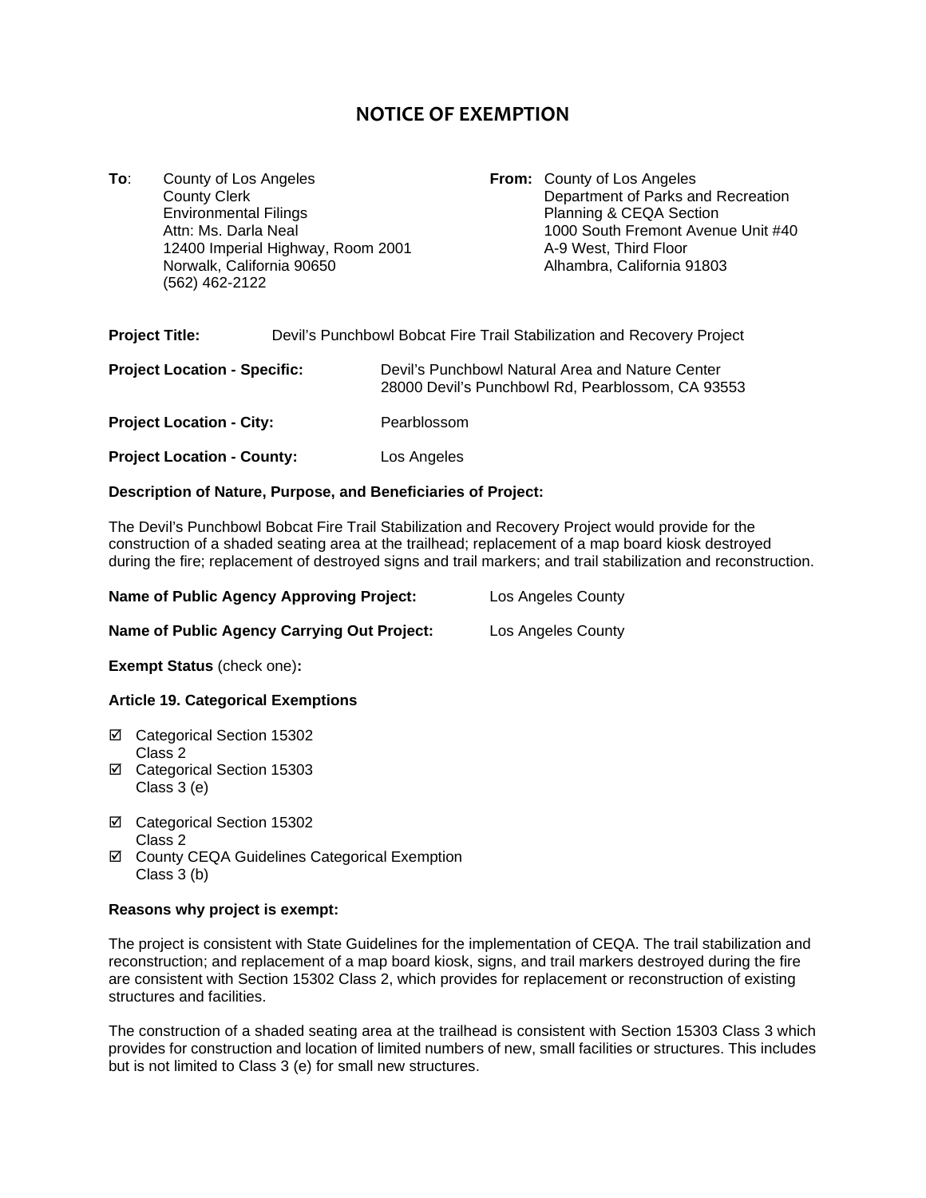# NOTICE OF EXEMPTION

**To**: County of Los Angeles
County Clerk
Environmental Filings
Attn: Ms. Darla Neal
12400 Imperial Highway, Room 2001
Norwalk, California 90650
(562) 462-2122

**From:** County of Los Angeles
Department of Parks and Recreation
Planning & CEQA Section
1000 South Fremont Avenue Unit #40
A-9 West, Third Floor
Alhambra, California 91803

**Project Title:** Devil's Punchbowl Bobcat Fire Trail Stabilization and Recovery Project

**Project Location - Specific:** Devil's Punchbowl Natural Area and Nature Center
28000 Devil's Punchbowl Rd, Pearblossom, CA 93553

**Project Location - City:** Pearblossom

**Project Location - County:** Los Angeles

**Description of Nature, Purpose, and Beneficiaries of Project:**

The Devil's Punchbowl Bobcat Fire Trail Stabilization and Recovery Project would provide for the construction of a shaded seating area at the trailhead; replacement of a map board kiosk destroyed during the fire; replacement of destroyed signs and trail markers; and trail stabilization and reconstruction.

**Name of Public Agency Approving Project:** Los Angeles County

**Name of Public Agency Carrying Out Project:** Los Angeles County

**Exempt Status** (check one)**:**

**Article 19. Categorical Exemptions**

- ☑ Categorical Section 15302
  Class 2
- ☑ Categorical Section 15303
  Class 3 (e)

- ☑ Categorical Section 15302
  Class 2
- ☑ County CEQA Guidelines Categorical Exemption
  Class 3 (b)

**Reasons why project is exempt:**

The project is consistent with State Guidelines for the implementation of CEQA. The trail stabilization and reconstruction; and replacement of a map board kiosk, signs, and trail markers destroyed during the fire are consistent with Section 15302 Class 2, which provides for replacement or reconstruction of existing structures and facilities.

The construction of a shaded seating area at the trailhead is consistent with Section 15303 Class 3 which provides for construction and location of limited numbers of new, small facilities or structures. This includes but is not limited to Class 3 (e) for small new structures.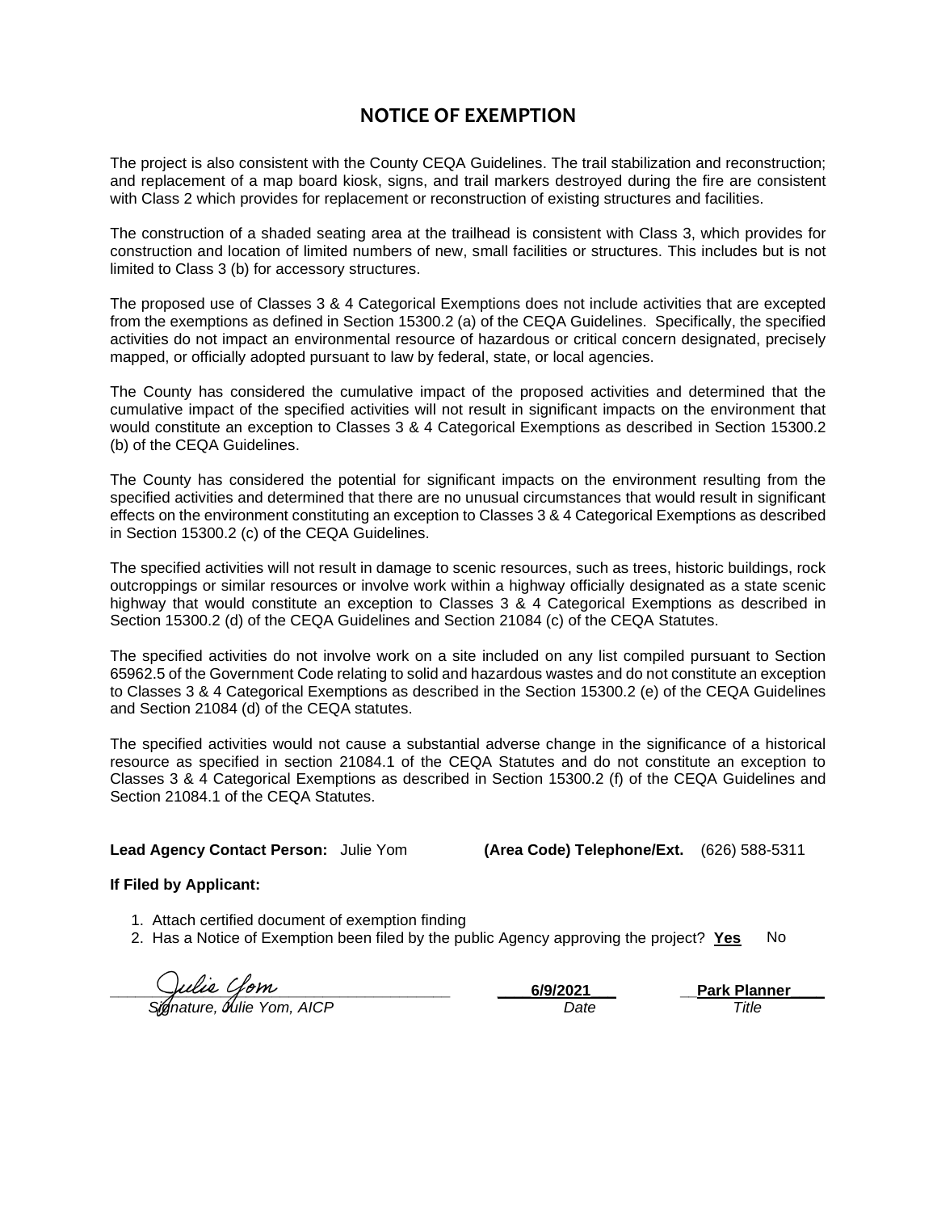# NOTICE OF EXEMPTION

The project is also consistent with the County CEQA Guidelines. The trail stabilization and reconstruction; and replacement of a map board kiosk, signs, and trail markers destroyed during the fire are consistent with Class 2 which provides for replacement or reconstruction of existing structures and facilities.

The construction of a shaded seating area at the trailhead is consistent with Class 3, which provides for construction and location of limited numbers of new, small facilities or structures. This includes but is not limited to Class 3 (b) for accessory structures.

The proposed use of Classes 3 & 4 Categorical Exemptions does not include activities that are excepted from the exemptions as defined in Section 15300.2 (a) of the CEQA Guidelines. Specifically, the specified activities do not impact an environmental resource of hazardous or critical concern designated, precisely mapped, or officially adopted pursuant to law by federal, state, or local agencies.

The County has considered the cumulative impact of the proposed activities and determined that the cumulative impact of the specified activities will not result in significant impacts on the environment that would constitute an exception to Classes 3 & 4 Categorical Exemptions as described in Section 15300.2 (b) of the CEQA Guidelines.

The County has considered the potential for significant impacts on the environment resulting from the specified activities and determined that there are no unusual circumstances that would result in significant effects on the environment constituting an exception to Classes 3 & 4 Categorical Exemptions as described in Section 15300.2 (c) of the CEQA Guidelines.

The specified activities will not result in damage to scenic resources, such as trees, historic buildings, rock outcroppings or similar resources or involve work within a highway officially designated as a state scenic highway that would constitute an exception to Classes 3 & 4 Categorical Exemptions as described in Section 15300.2 (d) of the CEQA Guidelines and Section 21084 (c) of the CEQA Statutes.

The specified activities do not involve work on a site included on any list compiled pursuant to Section 65962.5 of the Government Code relating to solid and hazardous wastes and do not constitute an exception to Classes 3 & 4 Categorical Exemptions as described in the Section 15300.2 (e) of the CEQA Guidelines and Section 21084 (d) of the CEQA statutes.

The specified activities would not cause a substantial adverse change in the significance of a historical resource as specified in section 21084.1 of the CEQA Statutes and do not constitute an exception to Classes 3 & 4 Categorical Exemptions as described in Section 15300.2 (f) of the CEQA Guidelines and Section 21084.1 of the CEQA Statutes.

**Lead Agency Contact Person:** Julie Yom **(Area Code) Telephone/Ext.** (626) 588-5311

**If Filed by Applicant:**

1. Attach certified document of exemption finding
2. Has a Notice of Exemption been filed by the public Agency approving the project? **Yes** No

Julie Yom — **6/9/2021** — **Park Planner**

*Signature, Julie Yom, AICP* — *Date* — *Title*